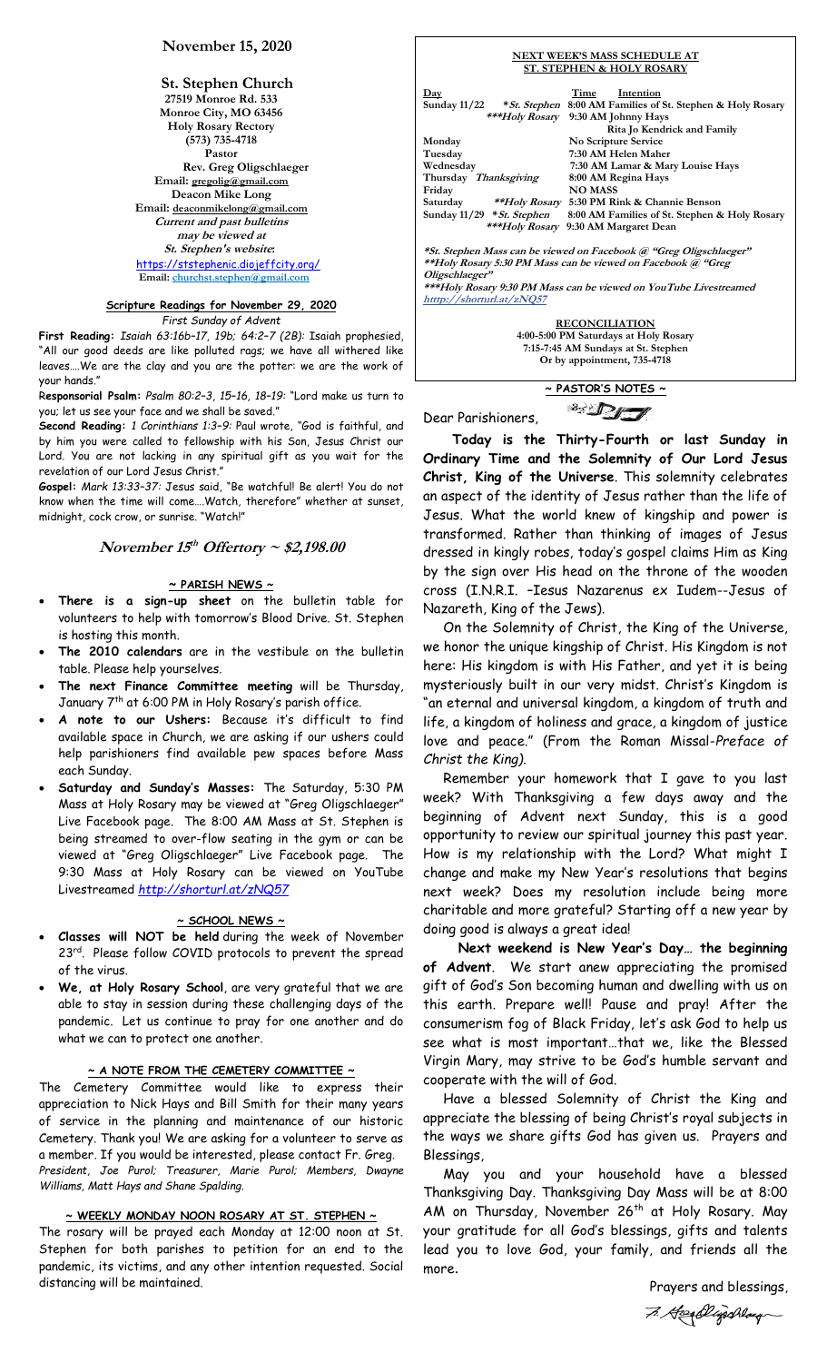**November 15, 2020**

**St. Stephen Church**
27519 Monroe Rd. 533
Monroe City, MO 63456
Holy Rosary Rectory
(573) 735-4718
Pastor
Rev. Greg Oligschlaeger
Email: gregolig@gmail.com
Deacon Mike Long
Email: deaconmikelong@gmail.com
*Current and past bulletins may be viewed at St. Stephen's website:*
https://ststephenic.diojeffcity.org/
Email: churchst.stephen@gmail.com

**Scripture Readings for November 29, 2020**
*First Sunday of Advent*

**First Reading:** *Isaiah 63:16b–17, 19b; 64:2–7 (2B):* Isaiah prophesied, "All our good deeds are like polluted rags; we have all withered like leaves….We are the clay and you are the potter: we are the work of your hands."

**Responsorial Psalm:** *Psalm 80:2–3, 15–16, 18–19:* "Lord make us turn to you; let us see your face and we shall be saved."

**Second Reading:** *1 Corinthians 1:3–9:* Paul wrote, "God is faithful, and by him you were called to fellowship with his Son, Jesus Christ our Lord. You are not lacking in any spiritual gift as you wait for the revelation of our Lord Jesus Christ."

**Gospel:** *Mark 13:33–37:* Jesus said, "Be watchful! Be alert! You do not know when the time will come….Watch, therefore" whether at sunset, midnight, cock crow, or sunrise. "Watch!"

***November 15th Offertory ~ $2,198.00***

**~ PARISH NEWS ~**

- **There is a sign-up sheet** on the bulletin table for volunteers to help with tomorrow's Blood Drive. St. Stephen is hosting this month.
- **The 2010 calendars** are in the vestibule on the bulletin table. Please help yourselves.
- **The next Finance Committee meeting** will be Thursday, January 7th at 6:00 PM in Holy Rosary's parish office.
- **A note to our Ushers:** Because it's difficult to find available space in Church, we are asking if our ushers could help parishioners find available pew spaces before Mass each Sunday.
- **Saturday and Sunday's Masses:** The Saturday, 5:30 PM Mass at Holy Rosary may be viewed at "Greg Oligschlaeger" Live Facebook page. The 8:00 AM Mass at St. Stephen is being streamed to over-flow seating in the gym or can be viewed at "Greg Oligschlaeger" Live Facebook page. The 9:30 Mass at Holy Rosary can be viewed on YouTube Livestreamed *http://shorturl.at/zNQ57*

**~ SCHOOL NEWS ~**

- ***Classes will NOT be held*** during the week of November 23rd. Please follow COVID protocols to prevent the spread of the virus.
- ***We, at Holy Rosary School***, are very grateful that we are able to stay in session during these challenging days of the pandemic. Let us continue to pray for one another and do what we can to protect one another.

**~ A NOTE FROM THE CEMETERY COMMITTEE ~**

The Cemetery Committee would like to express their appreciation to Nick Hays and Bill Smith for their many years of service in the planning and maintenance of our historic Cemetery. Thank you! We are asking for a volunteer to serve as a member. If you would be interested, please contact Fr. Greg. *President, Joe Purol; Treasurer, Marie Purol; Members, Dwayne Williams, Matt Hays and Shane Spalding.*

**~ WEEKLY MONDAY NOON ROSARY AT ST. STEPHEN ~**

The rosary will be prayed each Monday at 12:00 noon at St. Stephen for both parishes to petition for an end to the pandemic, its victims, and any other intention requested. Social distancing will be maintained.

**NEXT WEEK'S MASS SCHEDULE AT ST. STEPHEN & HOLY ROSARY**

| Day | Time | Intention |
|---|---|---|
| Sunday 11/22 *St. Stephen | 8:00 AM | Families of St. Stephen & Holy Rosary |
| ***Holy Rosary | 9:30 AM | Johnny Hays, Rita Jo Kendrick and Family |
| Monday | | No Scripture Service |
| Tuesday | 7:30 AM | Helen Maher |
| Wednesday | 7:30 AM | Lamar & Mary Louise Hays |
| Thursday *Thanksgiving* | 8:00 AM | Regina Hays |
| Friday | | NO MASS |
| Saturday **Holy Rosary | 5:30 PM | Rink & Channie Benson |
| Sunday 11/29 *St. Stephen | 8:00 AM | Families of St. Stephen & Holy Rosary |
| ***Holy Rosary | 9:30 AM | Margaret Dean |

*\*St. Stephen Mass can be viewed on Facebook @ "Greg Oligschlaeger"*
*\*\*Holy Rosary 5:30 PM Mass can be viewed on Facebook @ "Greg Oligschlaeger"*
*\*\*\*Holy Rosary 9:30 AM Mass can be viewed on YouTube Livestreamed htttp://shorturl.at/zNQ57*

**RECONCILIATION**
4:00-5:00 PM Saturdays at Holy Rosary
7:15-7:45 AM Sundays at St. Stephen
Or by appointment, 735-4718

**~ PASTOR'S NOTES ~**

Dear Parishioners,

**Today is the Thirty-Fourth or last Sunday in Ordinary Time and the Solemnity of Our Lord Jesus Christ, King of the Universe**. This solemnity celebrates an aspect of the identity of Jesus rather than the life of Jesus. What the world knew of kingship and power is transformed. Rather than thinking of images of Jesus dressed in kingly robes, today's gospel claims Him as King by the sign over His head on the throne of the wooden cross (I.N.R.I. –Iesus Nazarenus ex Iudem--Jesus of Nazareth, King of the Jews).

On the Solemnity of Christ, the King of the Universe, we honor the unique kingship of Christ. His Kingdom is not here: His kingdom is with His Father, and yet it is being mysteriously built in our very midst. Christ's Kingdom is "an eternal and universal kingdom, a kingdom of truth and life, a kingdom of holiness and grace, a kingdom of justice love and peace." (From the Roman Missal-*Preface of Christ the King).*

Remember your homework that I gave to you last week? With Thanksgiving a few days away and the beginning of Advent next Sunday, this is a good opportunity to review our spiritual journey this past year. How is my relationship with the Lord? What might I change and make my New Year's resolutions that begins next week? Does my resolution include being more charitable and more grateful? Starting off a new year by doing good is always a great idea!

**Next weekend is New Year's Day… the beginning of Advent**. We start anew appreciating the promised gift of God's Son becoming human and dwelling with us on this earth. Prepare well! Pause and pray! After the consumerism fog of Black Friday, let's ask God to help us see what is most important…that we, like the Blessed Virgin Mary, may strive to be God's humble servant and cooperate with the will of God.

Have a blessed Solemnity of Christ the King and appreciate the blessing of being Christ's royal subjects in the ways we share gifts God has given us. Prayers and Blessings,

May you and your household have a blessed Thanksgiving Day. Thanksgiving Day Mass will be at 8:00 AM on Thursday, November 26th at Holy Rosary. May your gratitude for all God's blessings, gifts and talents lead you to love God, your family, and friends all the more.

Prayers and blessings,

Fr. Greg Oligschlaeger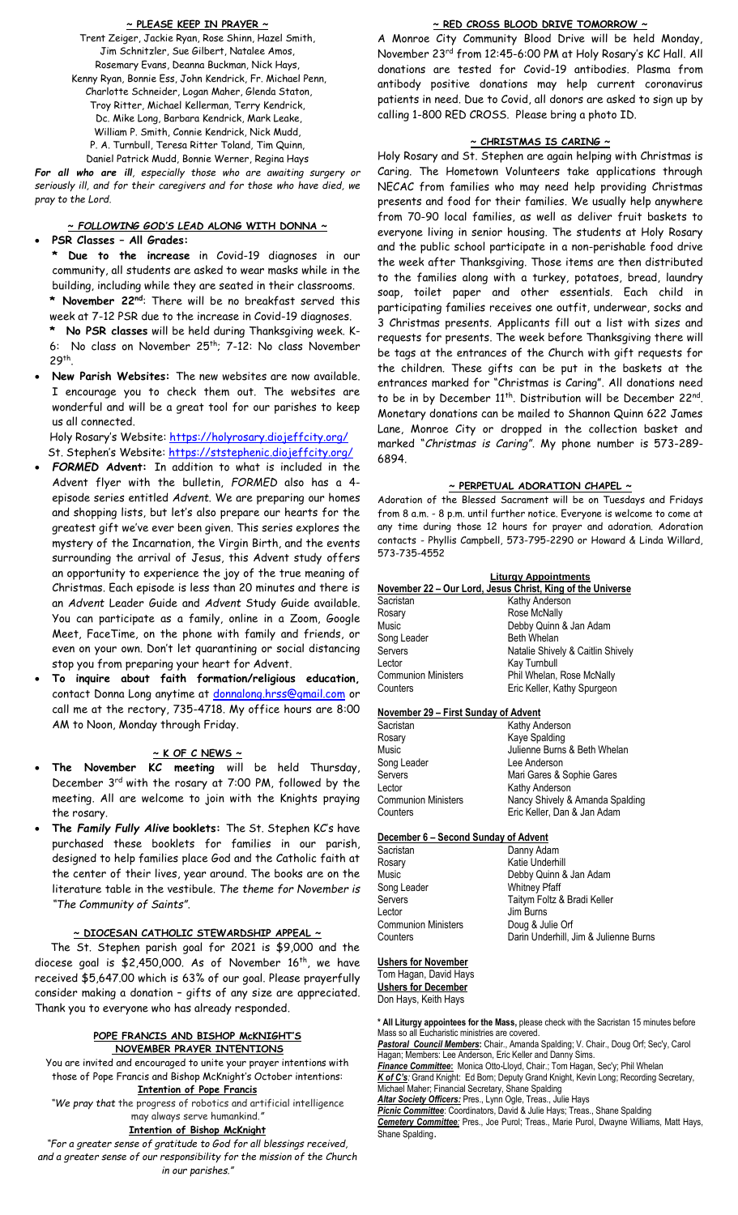## ~ PLEASE KEEP IN PRAYER ~

Trent Zeiger, Jackie Ryan, Rose Shinn, Hazel Smith, Jim Schnitzler, Sue Gilbert, Natalee Amos, Rosemary Evans, Deanna Buckman, Nick Hays, Kenny Ryan, Bonnie Ess, John Kendrick, Fr. Michael Penn, Charlotte Schneider, Logan Maher, Glenda Staton, Troy Ritter, Michael Kellerman, Terry Kendrick, Dc. Mike Long, Barbara Kendrick, Mark Leake, William P. Smith, Connie Kendrick, Nick Mudd, P. A. Turnbull, Teresa Ritter Toland, Tim Quinn, Daniel Patrick Mudd, Bonnie Werner, Regina Hays

*For all who are ill, especially those who are awaiting surgery or seriously ill, and for their caregivers and for those who have died, we pray to the Lord.*

## ~ FOLLOWING GOD'S LEAD ALONG WITH DONNA ~

- **PSR Classes – All Grades:**
  **\* Due to the increase** in Covid-19 diagnoses in our community, all students are asked to wear masks while in the building, including while they are seated in their classrooms.
  **\* November 22nd**: There will be no breakfast served this week at 7-12 PSR due to the increase in Covid-19 diagnoses.
  **\* No PSR classes** will be held during Thanksgiving week. K-6: No class on November 25th; 7-12: No class November 29th.
- **New Parish Websites:** The new websites are now available. I encourage you to check them out. The websites are wonderful and will be a great tool for our parishes to keep us all connected.
  Holy Rosary's Website: https://holyrosary.diojeffcity.org/
  St. Stephen's Website: https://ststephenic.diojeffcity.org/
- ***FORMED* Advent:** In addition to what is included in the Advent flyer with the bulletin, *FORMED* also has a 4-episode series entitled *Advent*. We are preparing our homes and shopping lists, but let's also prepare our hearts for the greatest gift we've ever been given. This series explores the mystery of the Incarnation, the Virgin Birth, and the events surrounding the arrival of Jesus, this Advent study offers an opportunity to experience the joy of the true meaning of Christmas. Each episode is less than 20 minutes and there is an *Advent* Leader Guide and *Advent* Study Guide available. You can participate as a family, online in a Zoom, Google Meet, FaceTime, on the phone with family and friends, or even on your own. Don't let quarantining or social distancing stop you from preparing your heart for Advent.
- **To inquire about faith formation/religious education,** contact Donna Long anytime at donnalong.hrss@gmail.com or call me at the rectory, 735-4718. My office hours are 8:00 AM to Noon, Monday through Friday.

## ~ K OF C NEWS ~

- **The November KC meeting** will be held Thursday, December 3rd with the rosary at 7:00 PM, followed by the meeting. All are welcome to join with the Knights praying the rosary.
- **The *Family Fully Alive* booklets:** The St. Stephen KC's have purchased these booklets for families in our parish, designed to help families place God and the Catholic faith at the center of their lives, year around. The books are on the literature table in the vestibule. *The theme for November is "The Community of Saints".*

## ~ DIOCESAN CATHOLIC STEWARDSHIP APPEAL ~

The St. Stephen parish goal for 2021 is $9,000 and the diocese goal is $2,450,000. As of November 16th, we have received $5,647.00 which is 63% of our goal. Please prayerfully consider making a donation – gifts of any size are appreciated. Thank you to everyone who has already responded.

## POPE FRANCIS AND BISHOP McKNIGHT'S NOVEMBER PRAYER INTENTIONS

You are invited and encouraged to unite your prayer intentions with those of Pope Francis and Bishop McKnight's October intentions:

**Intention of Pope Francis**

"*We pray that* the progress of robotics and artificial intelligence may always serve humankind."

**Intention of Bishop McKnight**

*"For a greater sense of gratitude to God for all blessings received, and a greater sense of our responsibility for the mission of the Church in our parishes."*

## ~ RED CROSS BLOOD DRIVE TOMORROW ~

A Monroe City Community Blood Drive will be held Monday, November 23rd from 12:45-6:00 PM at Holy Rosary's KC Hall. All donations are tested for Covid-19 antibodies. Plasma from antibody positive donations may help current coronavirus patients in need. Due to Covid, all donors are asked to sign up by calling 1-800 RED CROSS. Please bring a photo ID.

## ~ CHRISTMAS IS CARING ~

Holy Rosary and St. Stephen are again helping with Christmas is Caring. The Hometown Volunteers take applications through NECAC from families who may need help providing Christmas presents and food for their families. We usually help anywhere from 70-90 local families, as well as deliver fruit baskets to everyone living in senior housing. The students at Holy Rosary and the public school participate in a non-perishable food drive the week after Thanksgiving. Those items are then distributed to the families along with a turkey, potatoes, bread, laundry soap, toilet paper and other essentials. Each child in participating families receives one outfit, underwear, socks and 3 Christmas presents. Applicants fill out a list with sizes and requests for presents. The week before Thanksgiving there will be tags at the entrances of the Church with gift requests for the children. These gifts can be put in the baskets at the entrances marked for "Christmas is Caring". All donations need to be in by December 11th. Distribution will be December 22nd. Monetary donations can be mailed to Shannon Quinn 622 James Lane, Monroe City or dropped in the collection basket and marked "*Christmas is Caring*". My phone number is 573-289-6894.

## ~ PERPETUAL ADORATION CHAPEL ~

Adoration of the Blessed Sacrament will be on Tuesdays and Fridays from 8 a.m. - 8 p.m. until further notice. Everyone is welcome to come at any time during those 12 hours for prayer and adoration. Adoration contacts - Phyllis Campbell, 573-795-2290 or Howard & Linda Willard, 573-735-4552

## Liturgy Appointments

**November 22 – Our Lord, Jesus Christ, King of the Universe**

| | |
|---|---|
| Sacristan | Kathy Anderson |
| Rosary | Rose McNally |
| Music | Debby Quinn & Jan Adam |
| Song Leader | Beth Whelan |
| Servers | Natalie Shively & Caitlin Shively |
| Lector | Kay Turnbull |
| Communion Ministers | Phil Whelan, Rose McNally |
| Counters | Eric Keller, Kathy Spurgeon |

**November 29 – First Sunday of Advent**

| | |
|---|---|
| Sacristan | Kathy Anderson |
| Rosary | Kaye Spalding |
| Music | Julienne Burns & Beth Whelan |
| Song Leader | Lee Anderson |
| Servers | Mari Gares & Sophie Gares |
| Lector | Kathy Anderson |
| Communion Ministers | Nancy Shively & Amanda Spalding |
| Counters | Eric Keller, Dan & Jan Adam |

**December 6 – Second Sunday of Advent**

| | |
|---|---|
| Sacristan | Danny Adam |
| Rosary | Katie Underhill |
| Music | Debby Quinn & Jan Adam |
| Song Leader | Whitney Pfaff |
| Servers | Taitym Foltz & Bradi Keller |
| Lector | Jim Burns |
| Communion Ministers | Doug & Julie Orf |
| Counters | Darin Underhill, Jim & Julienne Burns |

**Ushers for November**
Tom Hagan, David Hays
**Ushers for December**
Don Hays, Keith Hays

\* **All Liturgy appointees for the Mass,** please check with the Sacristan 15 minutes before Mass so all Eucharistic ministries are covered.

***Pastoral Council Members:*** Chair., Amanda Spalding; V. Chair., Doug Orf; Sec'y, Carol Hagan; Members: Lee Anderson, Eric Keller and Danny Sims.

***Finance Committee:*** Monica Otto-Lloyd, Chair.; Tom Hagan, Sec'y; Phil Whelan

***K of C's:*** Grand Knight: Ed Born; Deputy Grand Knight, Kevin Long; Recording Secretary, Michael Maher; Financial Secretary, Shane Spalding

***Altar Society Officers:*** Pres., Lynn Ogle, Treas., Julie Hays

***Picnic Committee:*** Coordinators, David & Julie Hays; Treas., Shane Spalding

***Cemetery Committee:*** Pres., Joe Purol; Treas., Marie Purol, Dwayne Williams, Matt Hays, Shane Spalding.